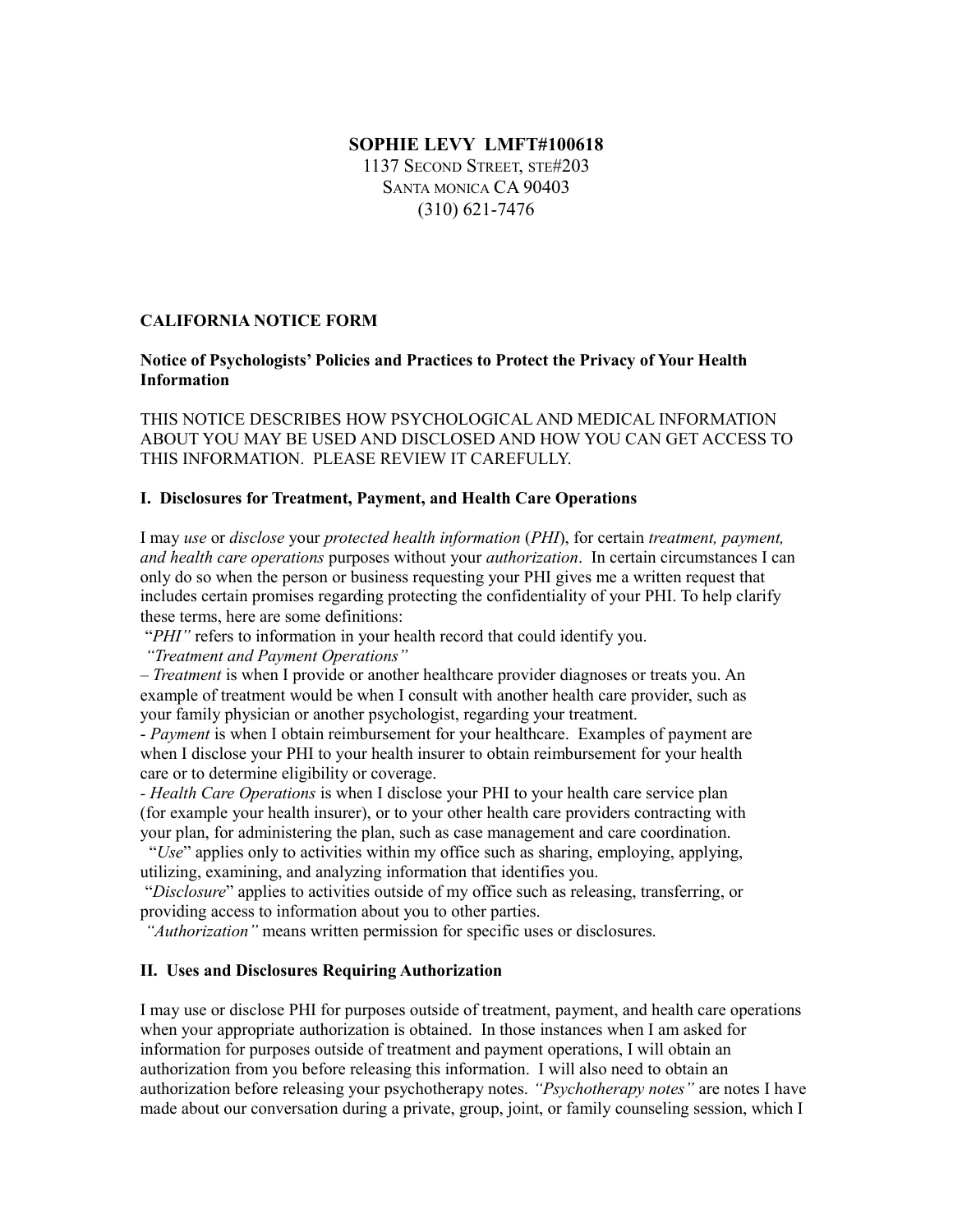**SOPHIE LEVY LMFT#100618**
1137 SECOND STREET, STE#203
SANTA MONICA CA 90403
(310) 621-7476

**CALIFORNIA NOTICE FORM**

**Notice of Psychologists' Policies and Practices to Protect the Privacy of Your Health Information**

THIS NOTICE DESCRIBES HOW PSYCHOLOGICAL AND MEDICAL INFORMATION ABOUT YOU MAY BE USED AND DISCLOSED AND HOW YOU CAN GET ACCESS TO THIS INFORMATION. PLEASE REVIEW IT CAREFULLY.

**I. Disclosures for Treatment, Payment, and Health Care Operations**

I may *use* or *disclose* your *protected health information* (*PHI*), for certain *treatment, payment, and health care operations* purposes without your *authorization*. In certain circumstances I can only do so when the person or business requesting your PHI gives me a written request that includes certain promises regarding protecting the confidentiality of your PHI. To help clarify these terms, here are some definitions:

"*PHI"* refers to information in your health record that could identify you.

*"Treatment and Payment Operations"*

– *Treatment* is when I provide or another healthcare provider diagnoses or treats you. An example of treatment would be when I consult with another health care provider, such as your family physician or another psychologist, regarding your treatment.

- *Payment* is when I obtain reimbursement for your healthcare. Examples of payment are when I disclose your PHI to your health insurer to obtain reimbursement for your health care or to determine eligibility or coverage.

- *Health Care Operations* is when I disclose your PHI to your health care service plan (for example your health insurer), or to your other health care providers contracting with your plan, for administering the plan, such as case management and care coordination.

"*Use*" applies only to activities within my office such as sharing, employing, applying, utilizing, examining, and analyzing information that identifies you.

"*Disclosure*" applies to activities outside of my office such as releasing, transferring, or providing access to information about you to other parties.

*"Authorization"* means written permission for specific uses or disclosures.

**II. Uses and Disclosures Requiring Authorization**

I may use or disclose PHI for purposes outside of treatment, payment, and health care operations when your appropriate authorization is obtained. In those instances when I am asked for information for purposes outside of treatment and payment operations, I will obtain an authorization from you before releasing this information. I will also need to obtain an authorization before releasing your psychotherapy notes. *"Psychotherapy notes"* are notes I have made about our conversation during a private, group, joint, or family counseling session, which I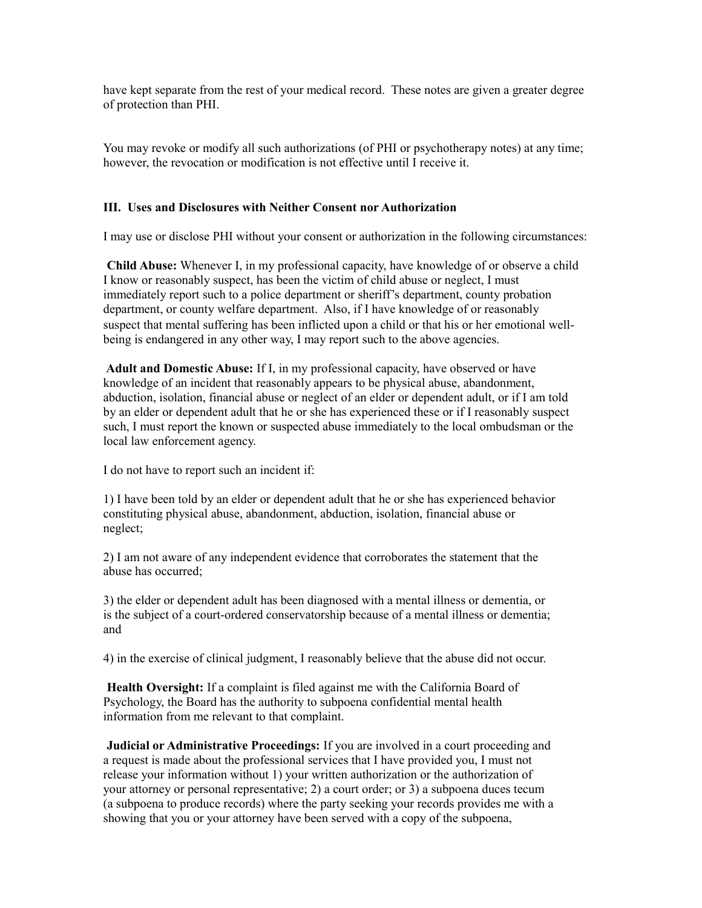have kept separate from the rest of your medical record. These notes are given a greater degree of protection than PHI.

You may revoke or modify all such authorizations (of PHI or psychotherapy notes) at any time; however, the revocation or modification is not effective until I receive it.

### III. Uses and Disclosures with Neither Consent nor Authorization

I may use or disclose PHI without your consent or authorization in the following circumstances:

**Child Abuse:** Whenever I, in my professional capacity, have knowledge of or observe a child I know or reasonably suspect, has been the victim of child abuse or neglect, I must immediately report such to a police department or sheriff's department, county probation department, or county welfare department. Also, if I have knowledge of or reasonably suspect that mental suffering has been inflicted upon a child or that his or her emotional well-being is endangered in any other way, I may report such to the above agencies.

**Adult and Domestic Abuse:** If I, in my professional capacity, have observed or have knowledge of an incident that reasonably appears to be physical abuse, abandonment, abduction, isolation, financial abuse or neglect of an elder or dependent adult, or if I am told by an elder or dependent adult that he or she has experienced these or if I reasonably suspect such, I must report the known or suspected abuse immediately to the local ombudsman or the local law enforcement agency.

I do not have to report such an incident if:

1) I have been told by an elder or dependent adult that he or she has experienced behavior constituting physical abuse, abandonment, abduction, isolation, financial abuse or neglect;

2) I am not aware of any independent evidence that corroborates the statement that the abuse has occurred;

3) the elder or dependent adult has been diagnosed with a mental illness or dementia, or is the subject of a court-ordered conservatorship because of a mental illness or dementia; and

4) in the exercise of clinical judgment, I reasonably believe that the abuse did not occur.

**Health Oversight:** If a complaint is filed against me with the California Board of Psychology, the Board has the authority to subpoena confidential mental health information from me relevant to that complaint.

**Judicial or Administrative Proceedings:** If you are involved in a court proceeding and a request is made about the professional services that I have provided you, I must not release your information without 1) your written authorization or the authorization of your attorney or personal representative; 2) a court order; or 3) a subpoena duces tecum (a subpoena to produce records) where the party seeking your records provides me with a showing that you or your attorney have been served with a copy of the subpoena,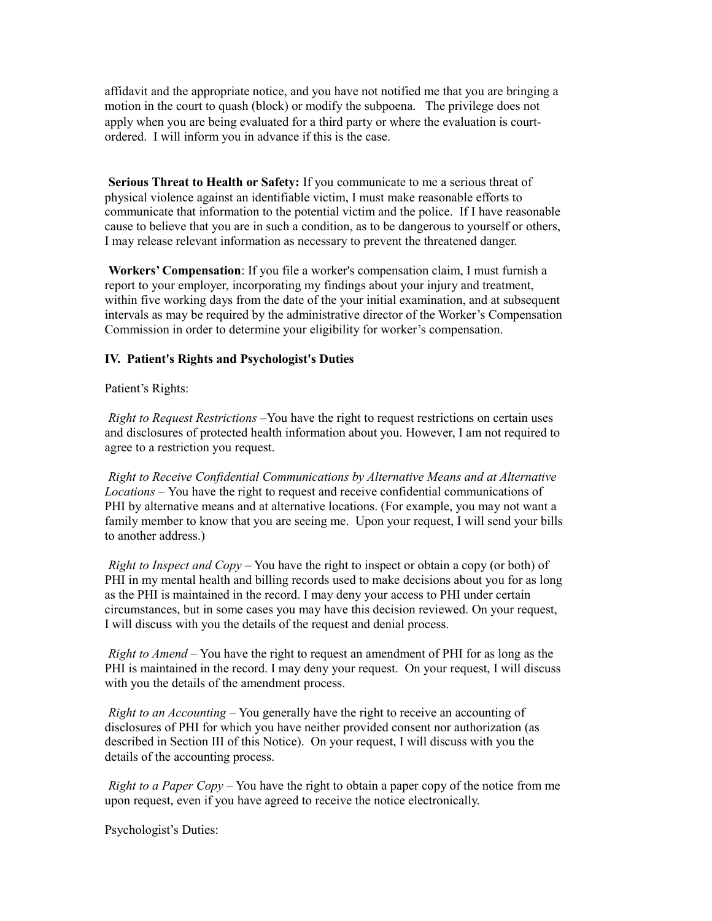affidavit and the appropriate notice, and you have not notified me that you are bringing a motion in the court to quash (block) or modify the subpoena. The privilege does not apply when you are being evaluated for a third party or where the evaluation is court-ordered. I will inform you in advance if this is the case.

**Serious Threat to Health or Safety:** If you communicate to me a serious threat of physical violence against an identifiable victim, I must make reasonable efforts to communicate that information to the potential victim and the police. If I have reasonable cause to believe that you are in such a condition, as to be dangerous to yourself or others, I may release relevant information as necessary to prevent the threatened danger.

**Workers' Compensation**: If you file a worker's compensation claim, I must furnish a report to your employer, incorporating my findings about your injury and treatment, within five working days from the date of the your initial examination, and at subsequent intervals as may be required by the administrative director of the Worker's Compensation Commission in order to determine your eligibility for worker's compensation.

**IV. Patient's Rights and Psychologist's Duties**

Patient's Rights:

*Right to Request Restrictions* –You have the right to request restrictions on certain uses and disclosures of protected health information about you. However, I am not required to agree to a restriction you request.

*Right to Receive Confidential Communications by Alternative Means and at Alternative Locations* – You have the right to request and receive confidential communications of PHI by alternative means and at alternative locations. (For example, you may not want a family member to know that you are seeing me. Upon your request, I will send your bills to another address.)

*Right to Inspect and Copy* – You have the right to inspect or obtain a copy (or both) of PHI in my mental health and billing records used to make decisions about you for as long as the PHI is maintained in the record. I may deny your access to PHI under certain circumstances, but in some cases you may have this decision reviewed. On your request, I will discuss with you the details of the request and denial process.

*Right to Amend* – You have the right to request an amendment of PHI for as long as the PHI is maintained in the record. I may deny your request. On your request, I will discuss with you the details of the amendment process.

*Right to an Accounting* – You generally have the right to receive an accounting of disclosures of PHI for which you have neither provided consent nor authorization (as described in Section III of this Notice). On your request, I will discuss with you the details of the accounting process.

*Right to a Paper Copy* – You have the right to obtain a paper copy of the notice from me upon request, even if you have agreed to receive the notice electronically.

Psychologist's Duties: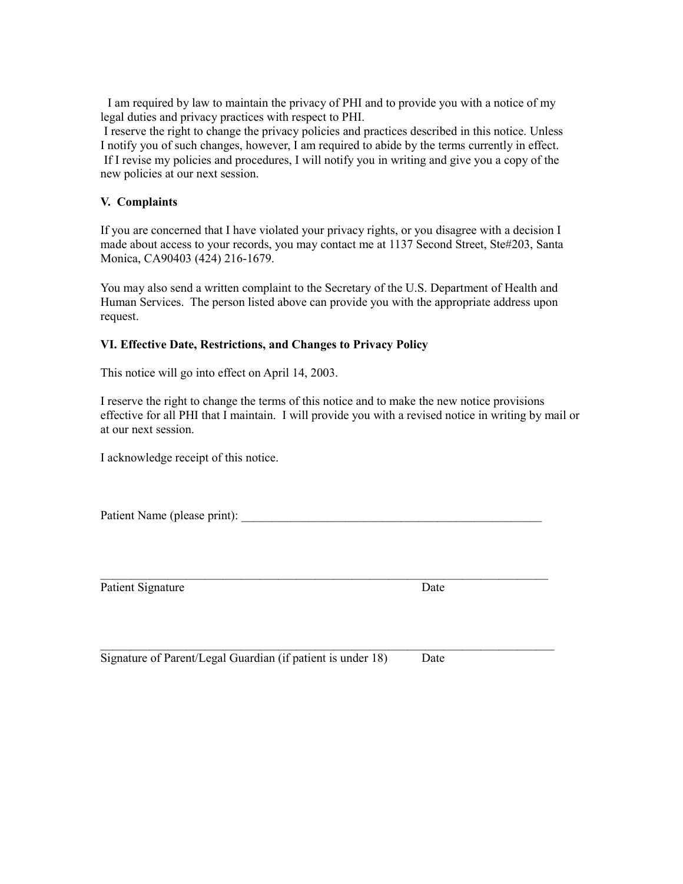I am required by law to maintain the privacy of PHI and to provide you with a notice of my legal duties and privacy practices with respect to PHI.

I reserve the right to change the privacy policies and practices described in this notice. Unless I notify you of such changes, however, I am required to abide by the terms currently in effect.

If I revise my policies and procedures, I will notify you in writing and give you a copy of the new policies at our next session.

**V. Complaints**

If you are concerned that I have violated your privacy rights, or you disagree with a decision I made about access to your records, you may contact me at 1137 Second Street, Ste#203, Santa Monica, CA90403 (424) 216-1679.

You may also send a written complaint to the Secretary of the U.S. Department of Health and Human Services. The person listed above can provide you with the appropriate address upon request.

**VI. Effective Date, Restrictions, and Changes to Privacy Policy**

This notice will go into effect on April 14, 2003.

I reserve the right to change the terms of this notice and to make the new notice provisions effective for all PHI that I maintain. I will provide you with a revised notice in writing by mail or at our next session.

I acknowledge receipt of this notice.

Patient Name (please print): ___________________________________________________

_____________________________________________________________________________

Patient Signature Date

_____________________________________________________________________________

Signature of Parent/Legal Guardian (if patient is under 18) Date